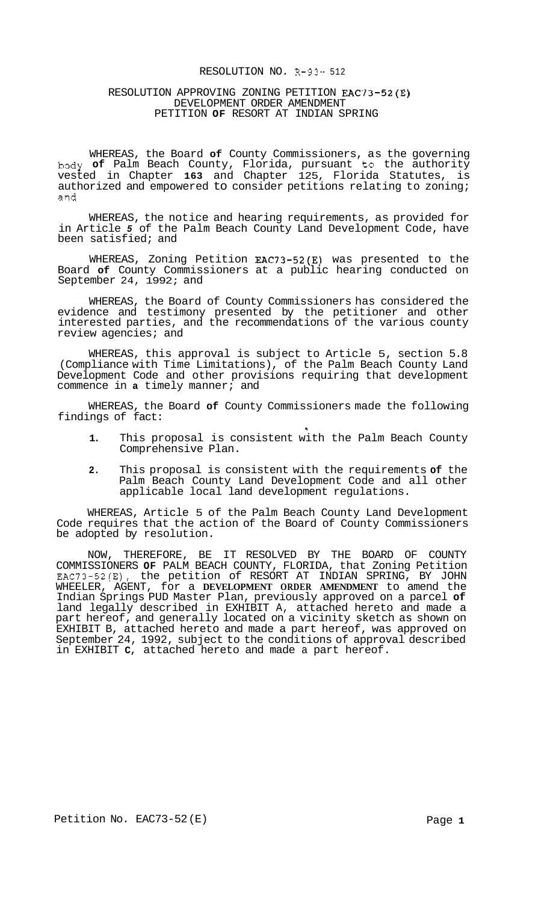# RESOLUTION NO. R-93-512

## RESOLUTION APPROVING ZONING PETITION EAC73-52(E) DEVELOPMENT ORDER AMENDMENT PETITION OF RESORT AT INDIAN SPRING

WHEREAS, the Board of County Commissioners, as the governing body of Palm Beach County, Florida, pursuant to the authority vested in Chapter 163 and Chapter 125, Florida Statutes, is authorized and empowered to consider petitions relating to zoning; and

WHEREAS, the notice and hearing requirements, as provided for in Article 5 of the Palm Beach County Land Development Code, have been satisfied; and

WHEREAS, Zoning Petition EAC73-52(E) was presented to the Board of County Commissioners at a public hearing conducted on September 24, 1992; and

WHEREAS, the Board of County Commissioners has considered the evidence and testimony presented by the petitioner and other interested parties, and the recommendations of the various county review agencies; and

WHEREAS, this approval is subject to Article 5, section 5.8 (Compliance with Time Limitations), of the Palm Beach County Land Development Code and other provisions requiring that development commence in a timely manner; and

WHEREAS, the Board of County Commissioners made the following findings of fact:

1. This proposal is consistent with the Palm Beach County Comprehensive Plan.
2. This proposal is consistent with the requirements of the Palm Beach County Land Development Code and all other applicable local land development regulations.

WHEREAS, Article 5 of the Palm Beach County Land Development Code requires that the action of the Board of County Commissioners be adopted by resolution.

NOW, THEREFORE, BE IT RESOLVED BY THE BOARD OF COUNTY COMMISSIONERS OF PALM BEACH COUNTY, FLORIDA, that Zoning Petition EAC73-52(E), the petition of RESORT AT INDIAN SPRING, BY JOHN WHEELER, AGENT, for a **DEVELOPMENT ORDER AMENDMENT** to amend the Indian Springs PUD Master Plan, previously approved on a parcel of land legally described in EXHIBIT A, attached hereto and made a part hereof, and generally located on a vicinity sketch as shown on EXHIBIT B, attached hereto and made a part hereof, was approved on September 24, 1992, subject to the conditions of approval described in EXHIBIT C, attached hereto and made a part hereof.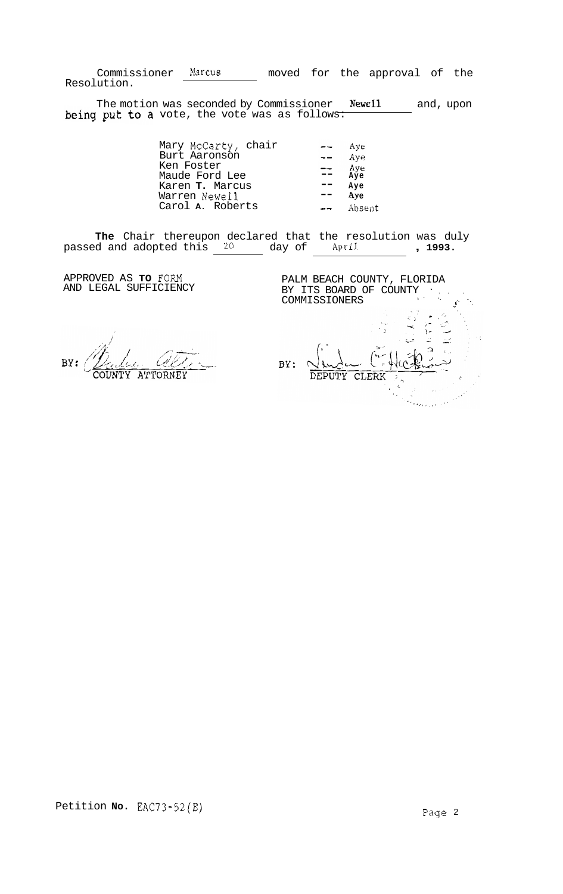Commissioner Marcus moved for the approval of the Resolution.

The motion was seconded by Commissioner Newell and, upon being put to a vote, the vote was as follows:

| | | |
|---|---|---|
| Mary McCarty, chair | -- | Aye |
| Burt Aaronson | -- | Aye |
| Ken Foster | -- | Aye |
| Maude Ford Lee | -- | Aye |
| Karen T. Marcus | -- | Aye |
| Warren Newell | -- | Aye |
| Carol A. Roberts | -- | Absent |

The Chair thereupon declared that the resolution was duly passed and adopted this 20 day of April, 1993.

APPROVED AS TO FORM AND LEGAL SUFFICIENCY

BY: COUNTY ATTORNEY

PALM BEACH COUNTY, FLORIDA BY ITS BOARD OF COUNTY COMMISSIONERS

BY: DEPUTY CLERK

Petition No. EAC73-52(E)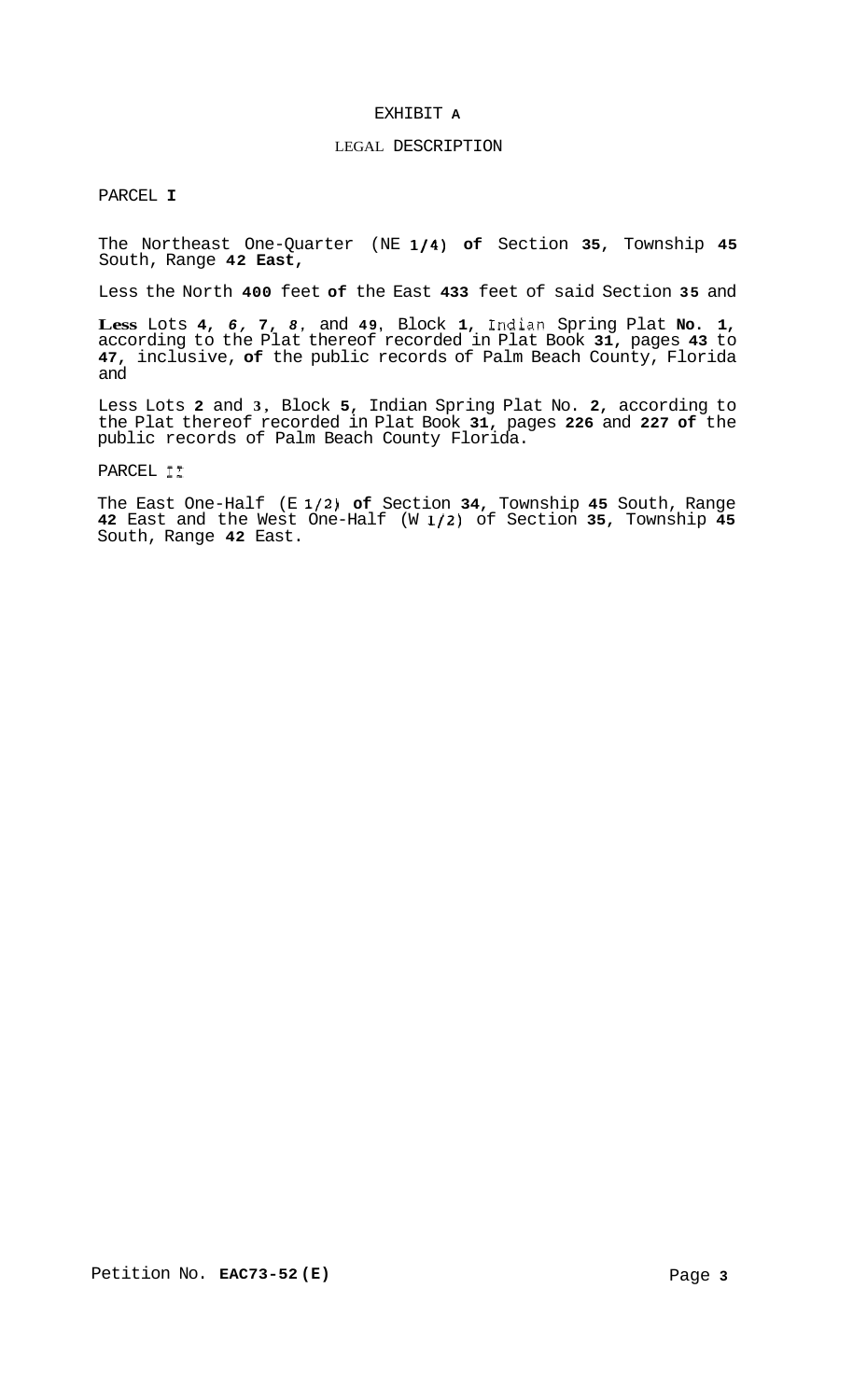# EXHIBIT A

## LEGAL DESCRIPTION

PARCEL I

The Northeast One-Quarter (NE 1/4) of Section 35, Township 45 South, Range 42 East,

Less the North 400 feet of the East 433 feet of said Section 35 and

Less Lots 4, 6, 7, 8, and 49, Block 1, Indian Spring Plat No. 1, according to the Plat thereof recorded in Plat Book 31, pages 43 to 47, inclusive, of the public records of Palm Beach County, Florida and

Less Lots 2 and 3, Block 5, Indian Spring Plat No. 2, according to the Plat thereof recorded in Plat Book 31, pages 226 and 227 of the public records of Palm Beach County Florida.

PARCEL II

The East One-Half (E 1/2) of Section 34, Township 45 South, Range 42 East and the West One-Half (W 1/2) of Section 35, Township 45 South, Range 42 East.

Petition No. EAC73-52(E)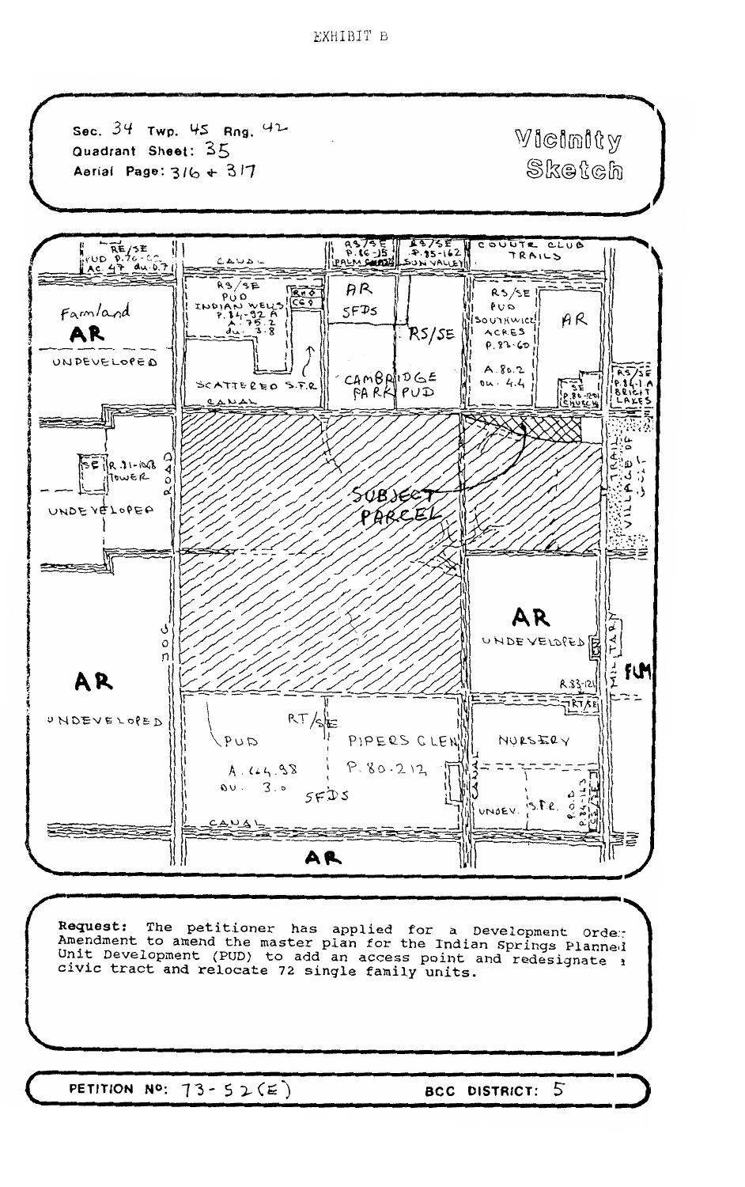EXHIBIT B

Sec. 34 Twp. 45 Rng. 42
Quadrant Sheet: 35
Aerial Page: 316 + 317

# Vicinity Sketch

**Request:** The petitioner has applied for a Development Order Amendment to amend the master plan for the Indian Springs Planned Unit Development (PUD) to add an access point and redesignate a civic tract and relocate 72 single family units.

PETITION NO: 73-52(E)

BCC DISTRICT: 5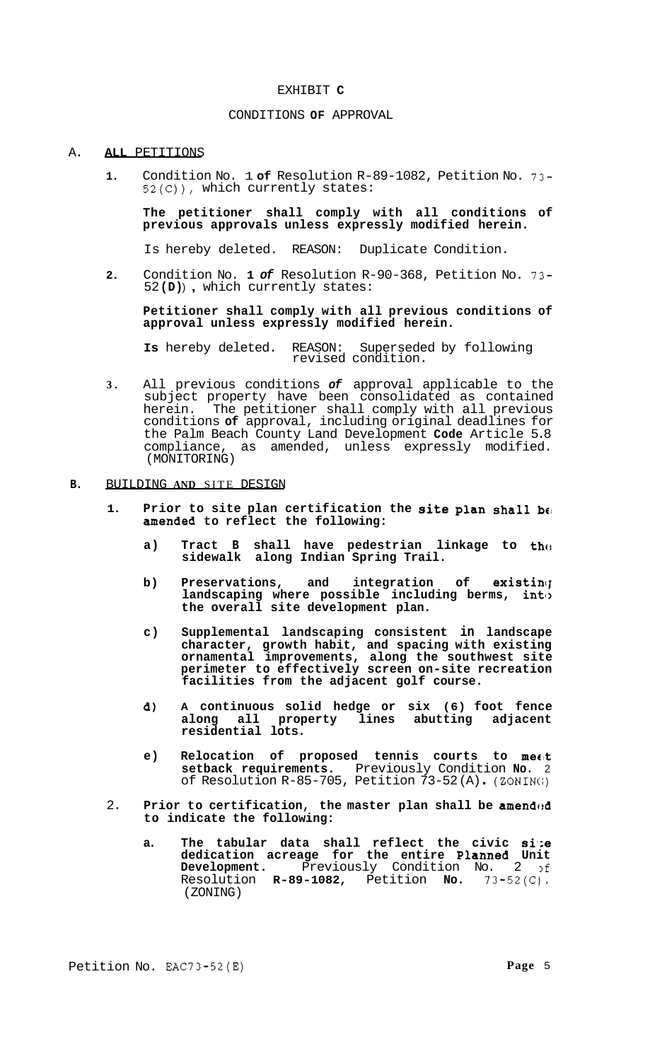EXHIBIT **C**

CONDITIONS **OF** APPROVAL

A. **ALL** PETITIONS

1. Condition No. 1 **of** Resolution R-89-1082, Petition No. 73-52(C)), which currently states:

   **The petitioner shall comply with all conditions of previous approvals unless expressly modified herein.**

   Is hereby deleted. REASON: Duplicate Condition.

2. Condition No. **1** ***of*** Resolution R-90-368, Petition No. 73-52**(D)**), which currently states:

   **Petitioner shall comply with all previous conditions of approval unless expressly modified herein.**

   **Is** hereby deleted. REASON: Superseded by following revised condition.

3. All previous conditions ***of*** approval applicable to the subject property have been consolidated as contained herein. The petitioner shall comply with all previous conditions **of** approval, including original deadlines for the Palm Beach County Land Development **Code** Article 5.8 compliance, as amended, unless expressly modified. (MONITORING)

B. BUILDING AND SITE DESIGN

1. **Prior to site plan certification the site plan shall be amended to reflect the following:**

   a) **Tract B shall have pedestrian linkage to the sidewalk along Indian Spring Trail.**

   b) **Preservations, and integration of existing landscaping where possible including berms, into the overall site development plan.**

   c) **Supplemental landscaping consistent in landscape character, growth habit, and spacing with existing ornamental improvements, along the southwest site perimeter to effectively screen on-site recreation facilities from the adjacent golf course.**

   d) **A continuous solid hedge or six (6) foot fence along all property lines abutting adjacent residential lots.**

   e) **Relocation of proposed tennis courts to meet setback requirements.** Previously Condition **No.** 2 of Resolution R-85-705, Petition 73-52(A). (ZONING)

2. **Prior to certification, the master plan shall be amended to indicate the following:**

   a. **The tabular data shall reflect the civic site dedication acreage for the entire Planned Unit Development.** Previously Condition No. 2 of Resolution **R-89-1082**, Petition **No.** 73-52(C). (ZONING)

Petition No. EAC73-52(E)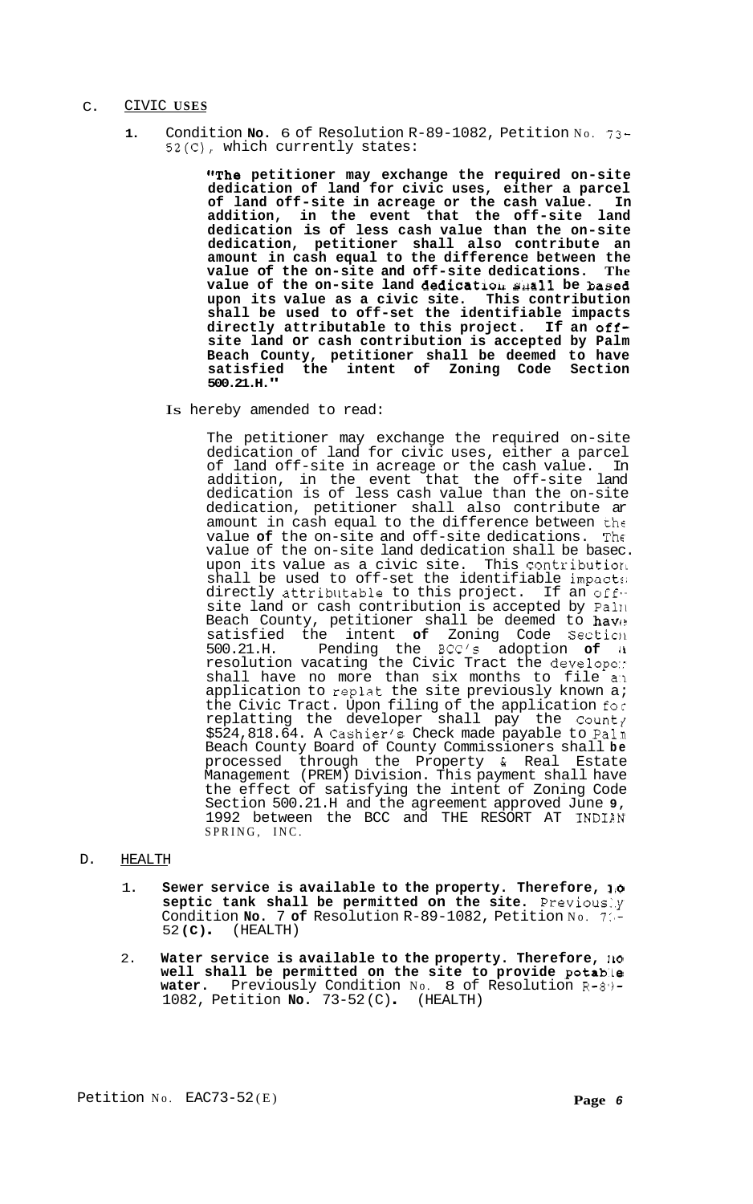C. <u>CIVIC USES</u>

1. Condition **No.** 6 of Resolution R-89-1082, Petition No. 73-52(C), which currently states:

   **"The petitioner may exchange the required on-site dedication of land for civic uses, either a parcel of land off-site in acreage or the cash value. In addition, in the event that the off-site land dedication is of less cash value than the on-site dedication, petitioner shall also contribute an amount in cash equal to the difference between the value of the on-site and off-site dedications. The value of the on-site land dedication shall be based upon its value as a civic site. This contribution shall be used to off-set the identifiable impacts directly attributable to this project. If an off-site land or cash contribution is accepted by Palm Beach County, petitioner shall be deemed to have satisfied the intent of Zoning Code Section 500.21.H."**

   Is hereby amended to read:

   The petitioner may exchange the required on-site dedication of land for civic uses, either a parcel of land off-site in acreage or the cash value. In addition, in the event that the off-site land dedication is of less cash value than the on-site dedication, petitioner shall also contribute an amount in cash equal to the difference between the value **of** the on-site and off-site dedications. The value of the on-site land dedication shall be based upon its value as a civic site. This contribution shall be used to off-set the identifiable impacts directly attributable to this project. If an off-site land or cash contribution is accepted by Palm Beach County, petitioner shall be deemed to have satisfied the intent **of** Zoning Code Section 500.21.H. Pending the BCC's adoption **of** a resolution vacating the Civic Tract the developer shall have no more than six months to file an application to replat the site previously known as the Civic Tract. Upon filing of the application for replatting the developer shall pay the County $524,818.64. A Cashier's Check made payable to Palm Beach County Board of County Commissioners shall **be** processed through the Property & Real Estate Management (PREM) Division. This payment shall have the effect of satisfying the intent of Zoning Code Section 500.21.H and the agreement approved June **9**, 1992 between the BCC and THE RESORT AT INDIAN SPRING, INC.

D. <u>HEALTH</u>

1. **Sewer service is available to the property. Therefore, no septic tank shall be permitted on the site.** Previously Condition **No.** 7 **of** Resolution R-89-1082, Petition No. 73-52**(C).** (HEALTH)

2. **Water service is available to the property. Therefore, no well shall be permitted on the site to provide potable water.** Previously Condition No. 8 of Resolution R-89-1082, Petition **No.** 73-52(C)**.** (HEALTH)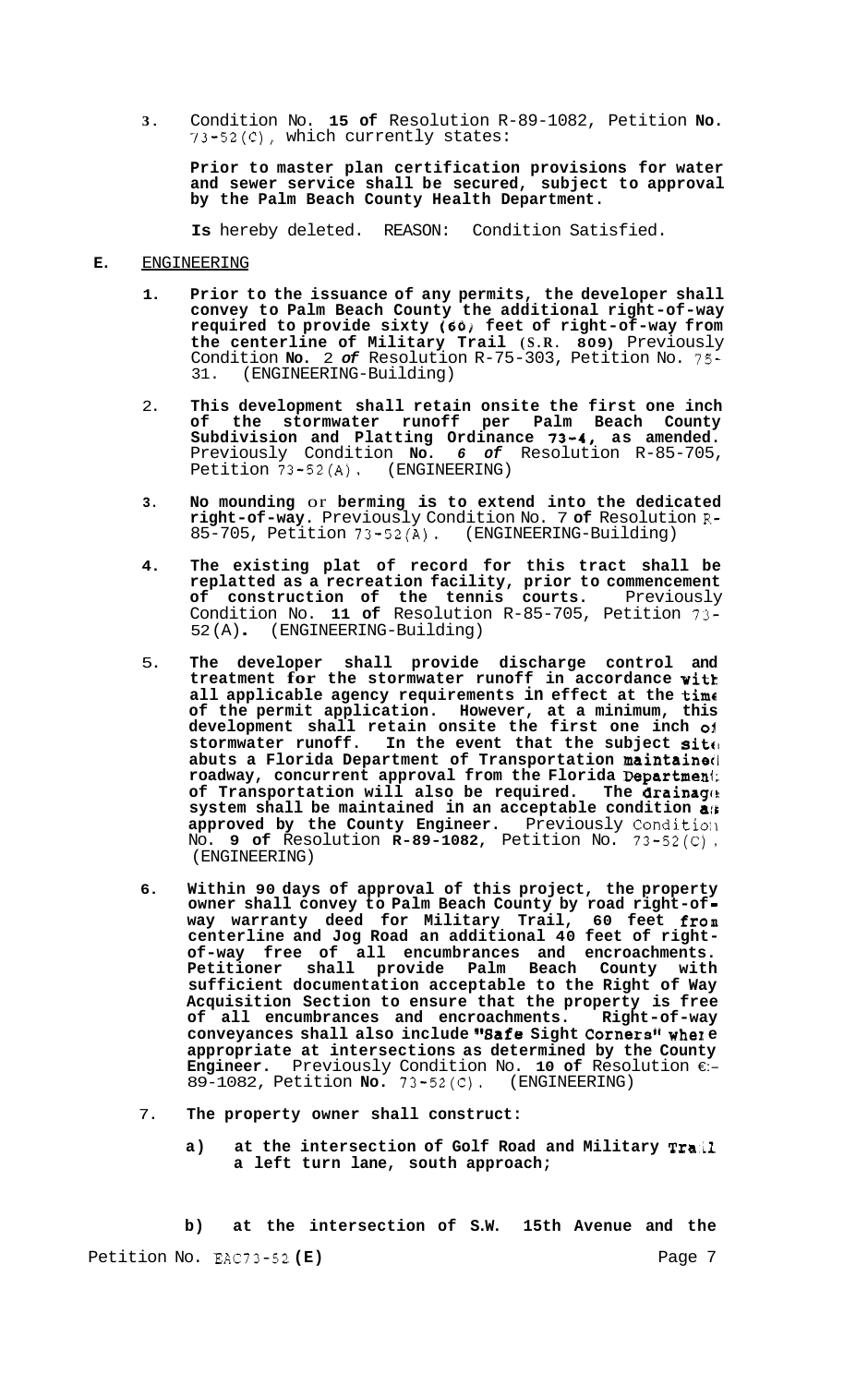3. Condition No. **15 of** Resolution R-89-1082, Petition **No.** 73-52(C), which currently states:

   **Prior to master plan certification provisions for water and sewer service shall be secured, subject to approval by the Palm Beach County Health Department.**

   **Is** hereby deleted. REASON: Condition Satisfied.

**E.** ENGINEERING

1. **Prior to the issuance of any permits, the developer shall convey to Palm Beach County the additional right-of-way required to provide sixty (60) feet of right-of-way from the centerline of Military Trail (S.R. 809)** Previously Condition **No.** 2 ***of*** Resolution R-75-303, Petition No. 75-31. (ENGINEERING-Building)

2. **This development shall retain onsite the first one inch of the stormwater runoff per Palm Beach County Subdivision and Platting Ordinance 73-4, as amended.** Previously Condition **No.** ***6 of*** Resolution R-85-705, Petition 73-52(A). (ENGINEERING)

3. **No mounding** or **berming is to extend into the dedicated right-of-way.** Previously Condition No. 7 **of** Resolution R-85-705, Petition 73-52(A). (ENGINEERING-Building)

4. **The existing plat of record for this tract shall be replatted as a recreation facility, prior to commencement of construction of the tennis courts.** Previously Condition No. **11 of** Resolution R-85-705, Petition 73-52(A). (ENGINEERING-Building)

5. **The developer shall provide discharge control and treatment for the stormwater runoff in accordance with all applicable agency requirements in effect at the time of the permit application. However, at a minimum, this development shall retain onsite the first one inch of stormwater runoff. In the event that the subject site abuts a Florida Department of Transportation maintained roadway, concurrent approval from the Florida Department of Transportation will also be required. The drainage system shall be maintained in an acceptable condition as approved by the County Engineer.** Previously Condition No. **9 of** Resolution **R-89-1082**, Petition No. 73-52(C). (ENGINEERING)

6. **Within 90 days of approval of this project, the property owner shall convey to Palm Beach County by road right-of-way warranty deed for Military Trail, 60 feet from centerline and Jog Road an additional 40 feet of right-of-way free of all encumbrances and encroachments. Petitioner shall provide Palm Beach County with sufficient documentation acceptable to the Right of Way Acquisition Section to ensure that the property is free of all encumbrances and encroachments. Right-of-way conveyances shall also include "Safe Sight Corners" where appropriate at intersections as determined by the County Engineer.** Previously Condition No. **10 of** Resolution R-89-1082, Petition **No.** 73-52(C). (ENGINEERING)

7. **The property owner shall construct:**

   a) **at the intersection of Golf Road and Military Trail a left turn lane, south approach;**

   b) **at the intersection of S.W. 15th Avenue and the**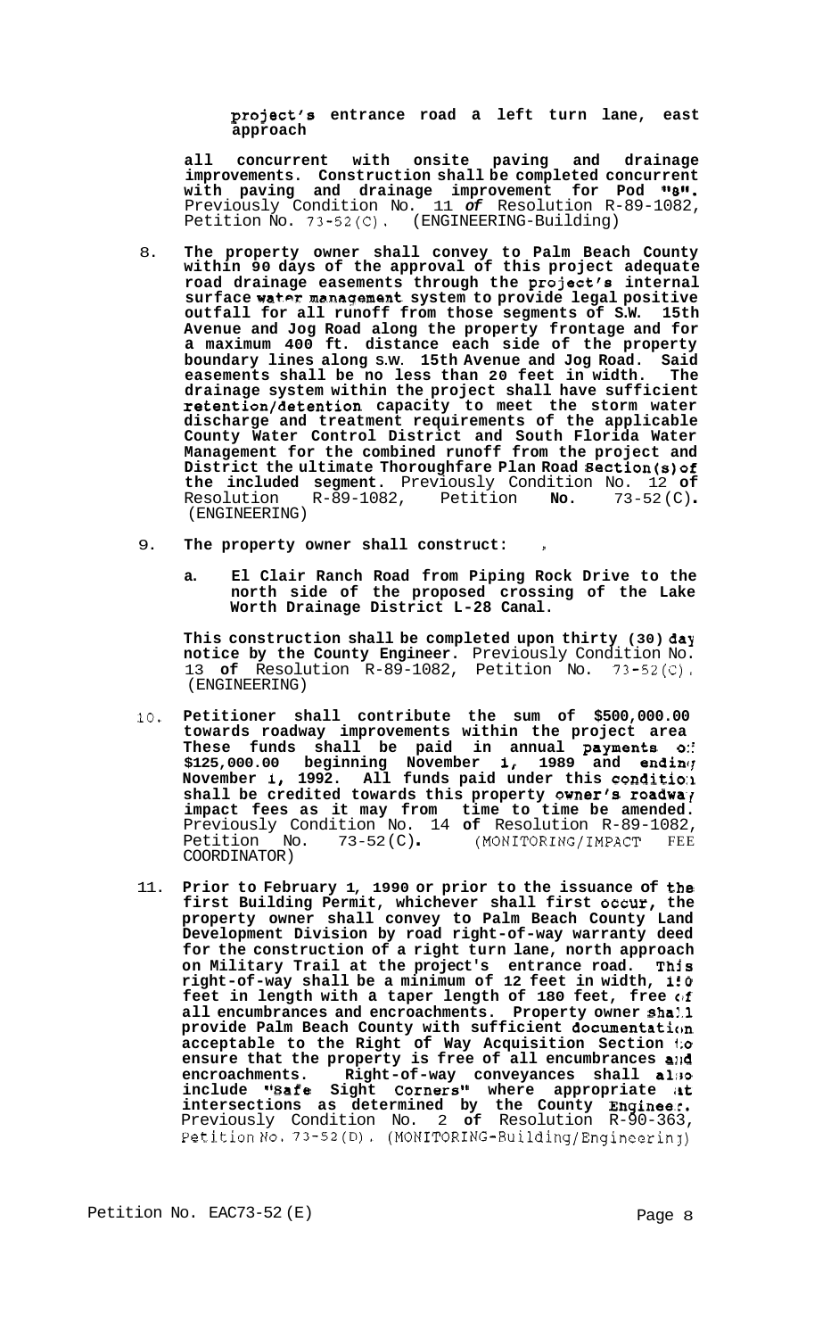**project's entrance road a left turn lane, east approach**

**all concurrent with onsite paving and drainage improvements. Construction shall be completed concurrent with paving and drainage improvement for Pod "8".** Previously Condition No. 11 **of** Resolution R-89-1082, Petition No. 73-52(C). (ENGINEERING-Building)

8. **The property owner shall convey to Palm Beach County within 90 days of the approval of this project adequate road drainage easements through the project's internal surface water management system to provide legal positive outfall for all runoff from those segments of S.W. 15th Avenue and Jog Road along the property frontage and for a maximum 400 ft. distance each side of the property boundary lines along S.W. 15th Avenue and Jog Road. Said easements shall be no less than 20 feet in width. The drainage system within the project shall have sufficient retention/detention capacity to meet the storm water discharge and treatment requirements of the applicable County Water Control District and South Florida Water Management for the combined runoff from the project and District the ultimate Thoroughfare Plan Road section(s) of the included segment.** Previously Condition No. 12 **of** Resolution R-89-1082, Petition **No.** 73-52(C). (ENGINEERING)

9. **The property owner shall construct:**

   a. **El Clair Ranch Road from Piping Rock Drive to the north side of the proposed crossing of the Lake Worth Drainage District L-28 Canal.**

   **This construction shall be completed upon thirty (30) day notice by the County Engineer.** Previously Condition No. 13 **of** Resolution R-89-1082, Petition No. 73-52(C). (ENGINEERING)

10. **Petitioner shall contribute the sum of $500,000.00 towards roadway improvements within the project area These funds shall be paid in annual payments of $125,000.00 beginning November 1, 1989 and ending November 1, 1992. All funds paid under this condition shall be credited towards this property owner's roadway impact fees as it may from time to time be amended.** Previously Condition No. 14 **of** Resolution R-89-1082, Petition No. 73-52(C). (MONITORING/IMPACT FEE COORDINATOR)

11. **Prior to February 1, 1990 or prior to the issuance of the first Building Permit, whichever shall first occur, the property owner shall convey to Palm Beach County Land Development Division by road right-of-way warranty deed for the construction of a right turn lane, north approach on Military Trail at the project's entrance road. This right-of-way shall be a minimum of 12 feet in width, 150 feet in length with a taper length of 180 feet, free of all encumbrances and encroachments. Property owner shall provide Palm Beach County with sufficient documentation acceptable to the Right of Way Acquisition Section to ensure that the property is free of all encumbrances and encroachments. Right-of-way conveyances shall also include "Safe Sight Corners" where appropriate at intersections as determined by the County Engineer.** Previously Condition No. 2 **of** Resolution R-90-363, Petition No. 73-52(D). (MONITORING-Building/Engineering)

Petition No. EAC73-52(E)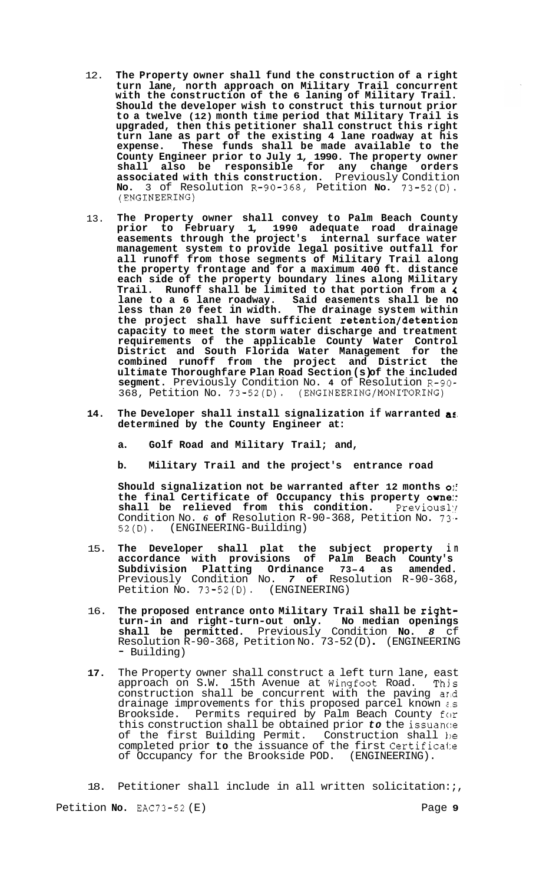12. **The Property owner shall fund the construction of a right turn lane, north approach on Military Trail concurrent with the construction of the 6 laning of Military Trail. Should the developer wish to construct this turnout prior to a twelve (12) month time period that Military Trail is upgraded, then this petitioner shall construct this right turn lane as part of the existing 4 lane roadway at his expense. These funds shall be made available to the County Engineer prior to July 1, 1990. The property owner shall also be responsible for any change orders associated with this construction.** Previously Condition **No.** 3 of Resolution R-90-368, Petition **No.** 73-52(D). (ENGINEERING)

13. **The Property owner shall convey to Palm Beach County prior to February 1, 1990 adequate road drainage easements through the project's internal surface water management system to provide legal positive outfall for all runoff from those segments of Military Trail along the property frontage and for a maximum 400 ft. distance each side of the property boundary lines along Military Trail. Runoff shall be limited to that portion from a 4 lane to a 6 lane roadway. Said easements shall be no less than 20 feet in width. The drainage system within the project shall have sufficient retention/detention capacity to meet the storm water discharge and treatment requirements of the applicable County Water Control District and South Florida Water Management for the combined runoff from the project and District the ultimate Thoroughfare Plan Road Section(s)of the included segment.** Previously Condition No. **4** of Resolution R-90-368, Petition No. 73-52(D). (ENGINEERING/MONITORING)

14. **The Developer shall install signalization if warranted as determined by the County Engineer at:**

    a. **Golf Road and Military Trail; and,**

    b. **Military Trail and the project's entrance road**

    **Should signalization not be warranted after 12 months of the final Certificate of Occupancy this property owner shall be relieved from this condition.** Previously Condition No. *6* **of** Resolution R-90-368, Petition No. 73-52(D). (ENGINEERING-Building)

15. **The Developer shall plat the subject property in accordance with provisions of Palm Beach County's Subdivision Platting Ordinance 73-4 as amended.** Previously Condition No. *7* **of** Resolution R-90-368, Petition No. 73-52(D). (ENGINEERING)

16. **The proposed entrance onto Military Trail shall be right-turn-in and right-turn-out only. No median openings shall be permitted.** Previously Condition **No.** *8* of Resolution R-90-368, Petition No. 73-52(D). (ENGINEERING - Building)

17. The Property owner shall construct a left turn lane, east approach on S.W. 15th Avenue at Wingfoot Road. This construction shall be concurrent with the paving and drainage improvements for this proposed parcel known as Brookside. Permits required by Palm Beach County for this construction shall be obtained prior *to* the issuance of the first Building Permit. Construction shall be completed prior **to** the issuance of the first Certificate of Occupancy for the Brookside POD. (ENGINEERING).

18. Petitioner shall include in all written solicitation:;,

Petition **No.** EAC73-52(E)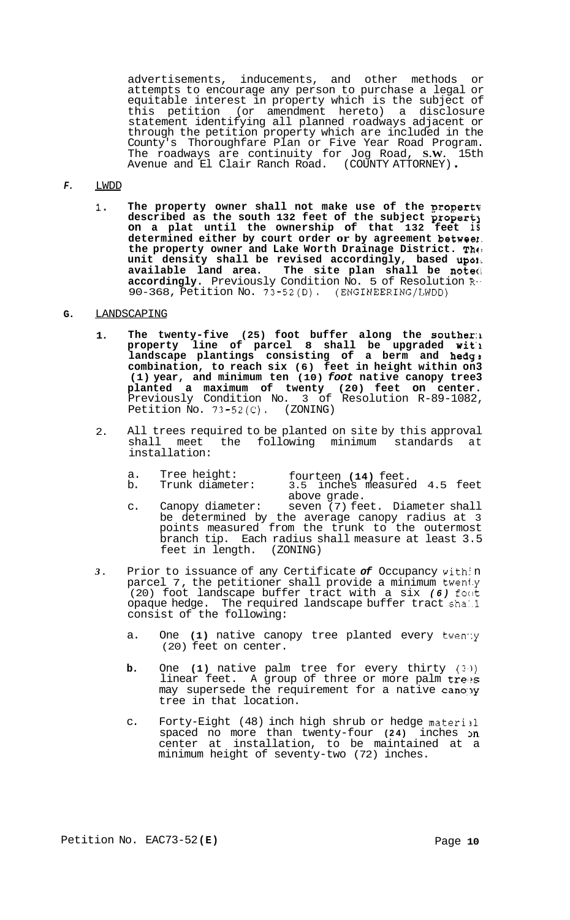advertisements, inducements, and other methods or attempts to encourage any person to purchase a legal or equitable interest in property which is the subject of this petition (or amendment hereto) a disclosure statement identifying all planned roadways adjacent or through the petition property which are included in the County's Thoroughfare Plan or Five Year Road Program. The roadways are continuity for Jog Road, S.W. 15th Avenue and El Clair Ranch Road. (COUNTY ATTORNEY).

*F.* LWDD

1. **The property owner shall not make use of the property described as the south 132 feet of the subject property on a plat until the ownership of that 132 feet is determined either by court order or by agreement between the property owner and Lake Worth Drainage District. The unit density shall be revised accordingly, based upon available land area. The site plan shall be noted accordingly.** Previously Condition No. 5 of Resolution R-90-368, Petition No. 73-52(D). (ENGINEERING/LWDD)

**G.** LANDSCAPING

1. **The twenty-five (25) foot buffer along the southern property line of parcel 8 shall be upgraded with landscape plantings consisting of a berm and hedge combination, to reach six (6) feet in height within on3 (1) year, and minimum ten (10) *foot* native canopy tree3 planted a maximum of twenty (20) feet on center.** Previously Condition No. 3 of Resolution R-89-1082, Petition No. 73-52(C). (ZONING)

2. All trees required to be planted on site by this approval shall meet the following minimum standards at installation:

   a. Tree height: fourteen **(14)** feet.
   b. Trunk diameter: 3.5 inches measured 4.5 feet above grade.
   c. Canopy diameter: seven (7) feet. Diameter shall be determined by the average canopy radius at 3 points measured from the trunk to the outermost branch tip. Each radius shall measure at least 3.5 feet in length. (ZONING)

*3*. Prior to issuance of any Certificate ***of*** Occupancy within parcel 7, the petitioner shall provide a minimum twenty (20) foot landscape buffer tract with a six *(6)* foot opaque hedge. The required landscape buffer tract shall consist of the following:

   a. One **(1)** native canopy tree planted every twenty (20) feet on center.

   **b.** One **(1)** native palm tree for every thirty (30) linear feet. A group of three or more palm trees may supersede the requirement for a native canopy tree in that location.

   c. Forty-Eight (48) inch high shrub or hedge material spaced no more than twenty-four **(24)** inches on center at installation, to be maintained at a minimum height of seventy-two (72) inches.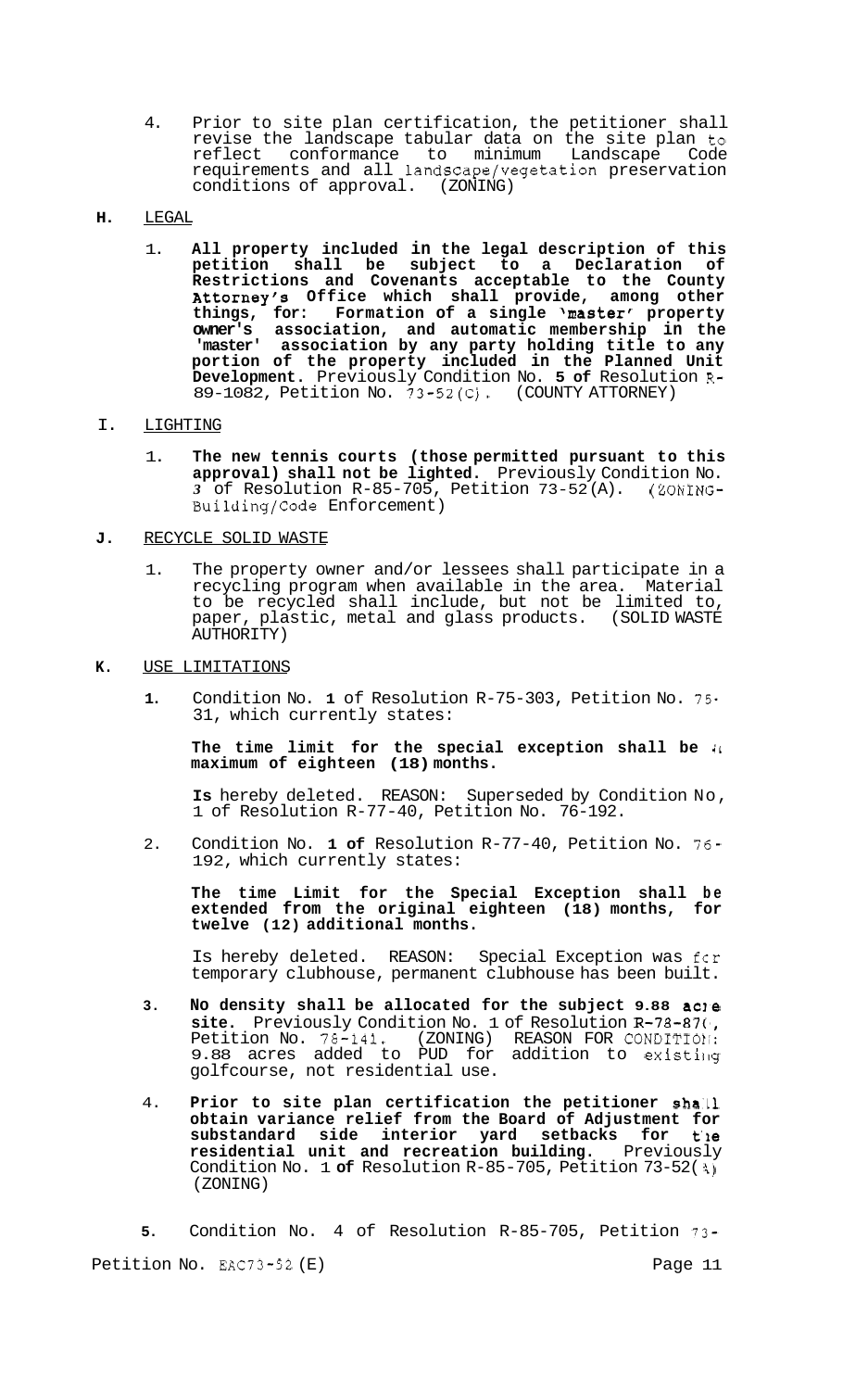4. Prior to site plan certification, the petitioner shall revise the landscape tabular data on the site plan to reflect conformance to minimum Landscape Code requirements and all landscape/vegetation preservation conditions of approval. (ZONING)

**H.** LEGAL

1. **All property included in the legal description of this petition shall be subject to a Declaration of Restrictions and Covenants acceptable to the County Attorney's Office which shall provide, among other things, for: Formation of a single 'master' property owner's association, and automatic membership in the 'master' association by any party holding title to any portion of the property included in the Planned Unit Development.** Previously Condition No. **5 of** Resolution R-89-1082, Petition No. 73-52(C). (COUNTY ATTORNEY)

I. LIGHTING

1. **The new tennis courts (those permitted pursuant to this approval) shall not be lighted.** Previously Condition No. *3* of Resolution R-85-705, Petition 73-52(A). (ZONING-Building/Code Enforcement)

**J.** RECYCLE SOLID WASTE

1. The property owner and/or lessees shall participate in a recycling program when available in the area. Material to be recycled shall include, but not be limited to, paper, plastic, metal and glass products. (SOLID WASTE AUTHORITY)

**K.** USE LIMITATIONS

**1.** Condition No. **1** of Resolution R-75-303, Petition No. 75-31, which currently states:

   **The time limit for the special exception shall be a maximum of eighteen (18) months.**

   **Is** hereby deleted. REASON: Superseded by Condition No, 1 of Resolution R-77-40, Petition No. 76-192.

2. Condition No. **1 of** Resolution R-77-40, Petition No. 76-192, which currently states:

   **The time Limit for the Special Exception shall be extended from the original eighteen (18) months, for twelve (12) additional months.**

   Is hereby deleted. REASON: Special Exception was for temporary clubhouse, permanent clubhouse has been built.

**3. No density shall be allocated for the subject 9.88 acre site.** Previously Condition No. 1 of Resolution R-78-870, Petition No. 78-141. (ZONING) REASON FOR CONDITION: 9.88 acres added to PUD for addition to existing golfcourse, not residential use.

4. **Prior to site plan certification the petitioner shall obtain variance relief from the Board of Adjustment for substandard side interior yard setbacks for the residential unit and recreation building.** Previously Condition No. 1 **of** Resolution R-85-705, Petition 73-52(A) (ZONING)

**5.** Condition No. 4 of Resolution R-85-705, Petition 73-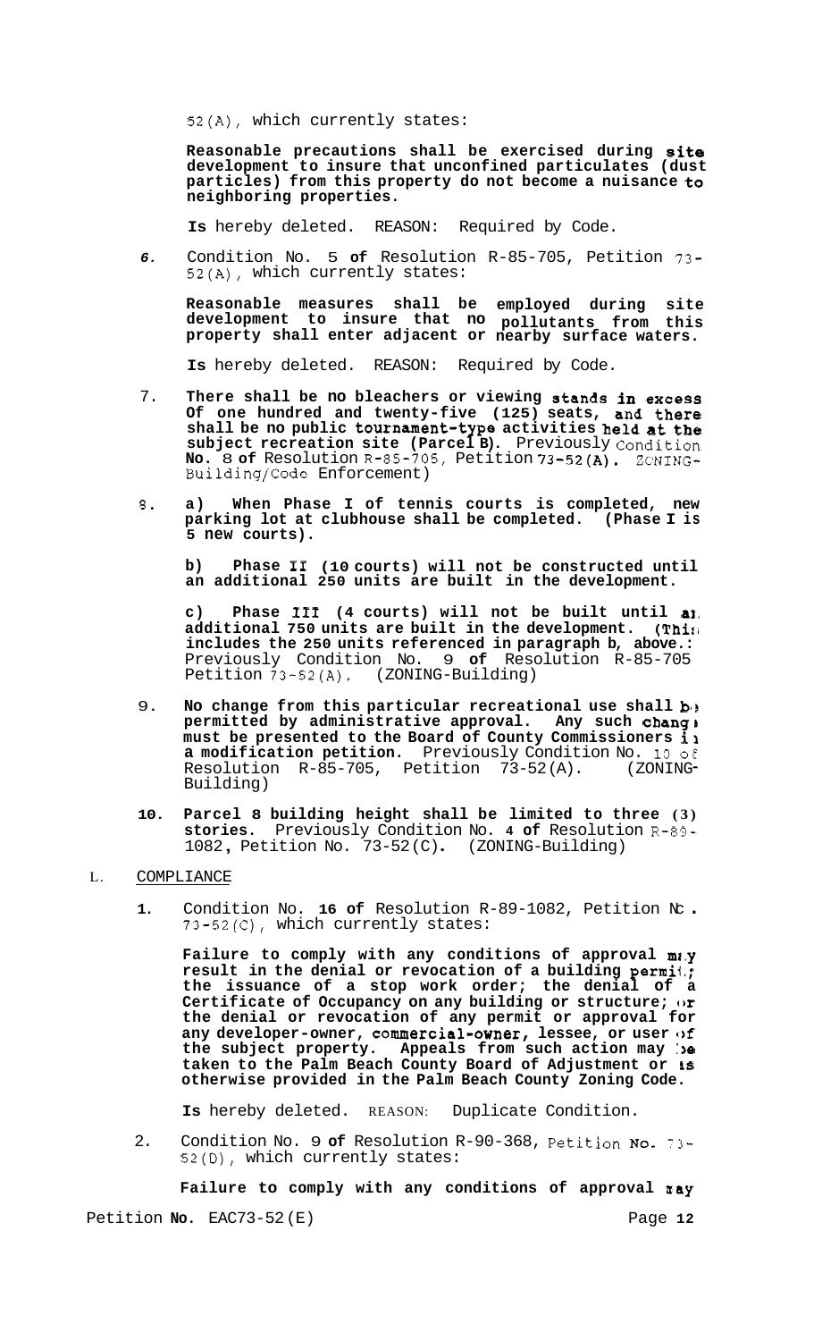52(A), which currently states:

> **Reasonable precautions shall be exercised during site development to insure that unconfined particulates (dust particles) from this property do not become a nuisance to neighboring properties.**

**Is** hereby deleted. REASON: Required by Code.

6. Condition No. 5 **of** Resolution R-85-705, Petition 73-52(A), which currently states:

   > **Reasonable measures shall be employed during site development to insure that no pollutants from this property shall enter adjacent or nearby surface waters.**

   **Is** hereby deleted. REASON: Required by Code.

7. **There shall be no bleachers or viewing stands in excess Of one hundred and twenty-five (125) seats, and there shall be no public tournament-type activities held at the subject recreation site (Parcel B).** Previously Condition **No.** 8 **of** Resolution R-85-705, Petition **73-52(A).** ZONING-Building/Code Enforcement)

8. **a) When Phase I of tennis courts is completed, new parking lot at clubhouse shall be completed. (Phase I is 5 new courts).**

   **b) Phase II (10 courts) will not be constructed until an additional 250 units are built in the development.**

   **c) Phase III (4 courts) will not be built until an additional 750 units are built in the development. (This includes the 250 units referenced in paragraph b, above.:** Previously Condition No. 9 **of** Resolution R-85-705 Petition 73-52(A). (ZONING-Building)

9. **No change from this particular recreational use shall be permitted by administrative approval. Any such change must be presented to the Board of County Commissioners in a modification petition.** Previously Condition No. 10 of Resolution R-85-705, Petition 73-52(A). (ZONING-Building)

10. **Parcel 8 building height shall be limited to three (3) stories.** Previously Condition No. **4 of** Resolution R-89-1082**,** Petition No. 73-52(C)**.** (ZONING-Building)

L. COMPLIANCE

1. Condition No. **16 of** Resolution R-89-1082, Petition No. 73-52(C), which currently states:

   > **Failure to comply with any conditions of approval may result in the denial or revocation of a building permit; the issuance of a stop work order; the denial of a Certificate of Occupancy on any building or structure; or the denial or revocation of any permit or approval for any developer-owner, commercial-owner, lessee, or user of the subject property. Appeals from such action may be taken to the Palm Beach County Board of Adjustment or as otherwise provided in the Palm Beach County Zoning Code.**

   **Is** hereby deleted. REASON: Duplicate Condition.

2. Condition No. 9 **of** Resolution R-90-368, Petition No. 73-52(D), which currently states:

   > **Failure to comply with any conditions of approval may**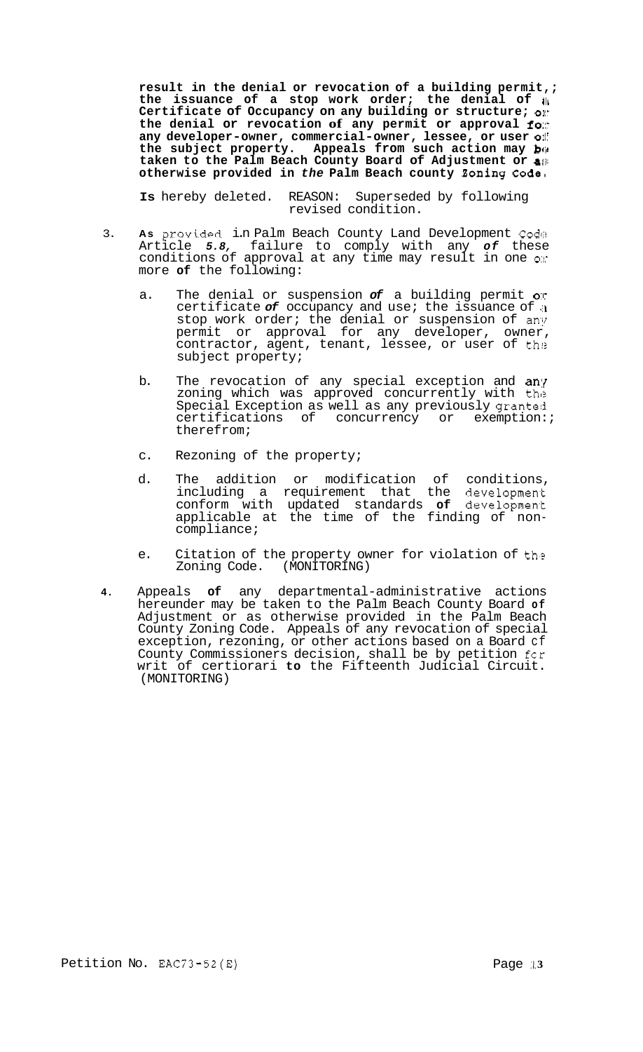**result in the denial or revocation of a building permit,; the issuance of a stop work order; the denial of a Certificate of Occupancy on any building or structure; or the denial or revocation of any permit or approval for any developer-owner, commercial-owner, lessee, or user of the subject property. Appeals from such action may be taken to the Palm Beach County Board of Adjustment or as otherwise provided in *the* Palm Beach county Zoning Code.**

**Is** hereby deleted. REASON: Superseded by following revised condition.

3. **As** provided in Palm Beach County Land Development Code Article *5.8,* failure to comply with any *of* these conditions of approval at any time may result in one or more **of** the following:

   a. The denial or suspension ***of*** a building permit or certificate ***of*** occupancy and use; the issuance of a stop work order; the denial or suspension of any permit or approval for any developer, owner, contractor, agent, tenant, lessee, or user of the subject property;

   b. The revocation of any special exception and any zoning which was approved concurrently with the Special Exception as well as any previously granted certifications of concurrency or exemption:; therefrom;

   c. Rezoning of the property;

   d. The addition or modification of conditions, including a requirement that the development conform with updated standards **of** development applicable at the time of the finding of non-compliance;

   e. Citation of the property owner for violation of the Zoning Code. (MONITORING)

4. Appeals **of** any departmental-administrative actions hereunder may be taken to the Palm Beach County Board **of** Adjustment or as otherwise provided in the Palm Beach County Zoning Code. Appeals of any revocation of special exception, rezoning, or other actions based on a Board of County Commissioners decision, shall be by petition for writ of certiorari **to** the Fifteenth Judicial Circuit. (MONITORING)

Petition No. EAC73-52(E)